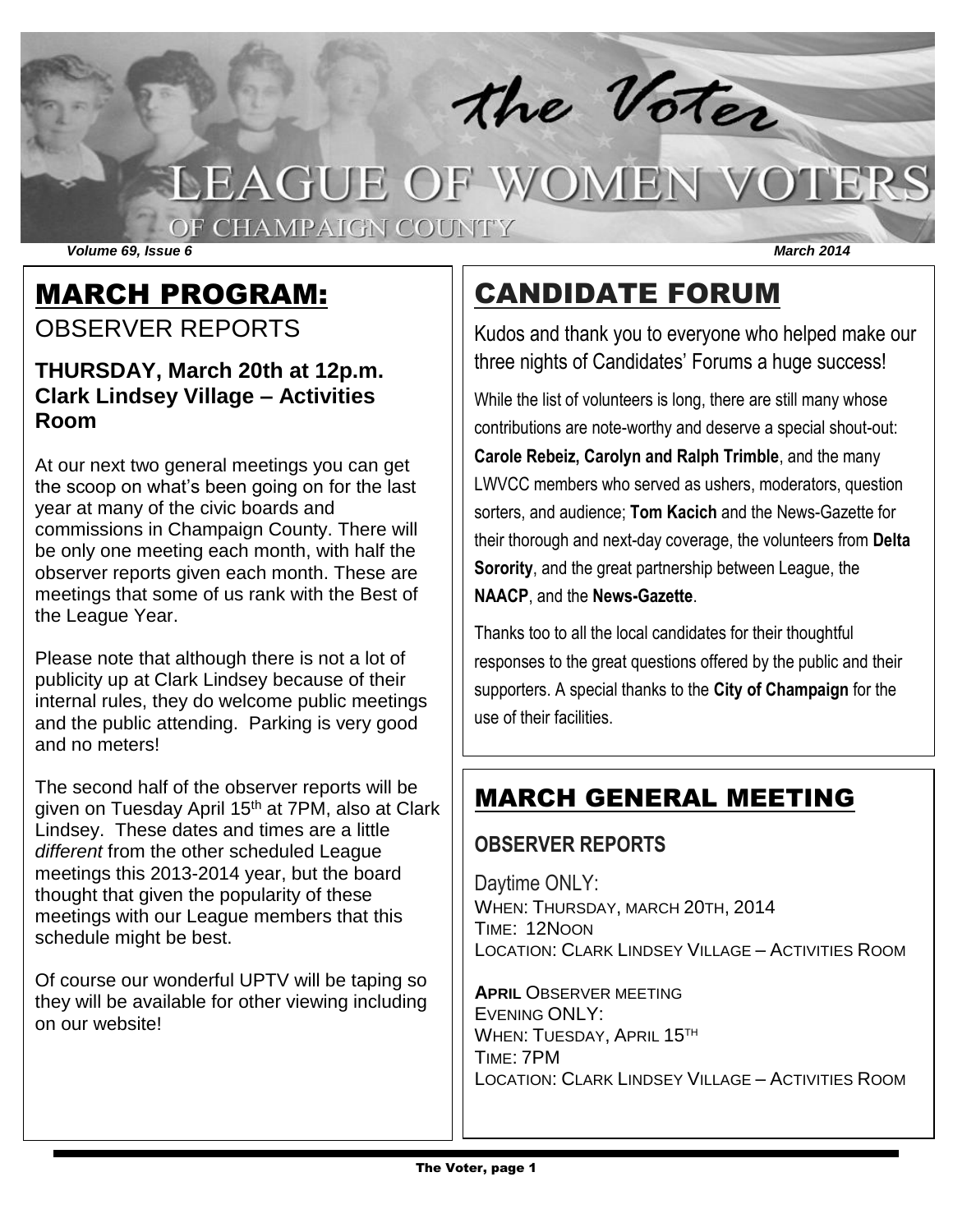# the Voter

# LEAGUE OF WOMEN VOTERS

OF CHAMPAIGN COUNTY

*Volume 69, Issue 6* *March 2014*

## MARCH PROGRAM:

OBSERVER REPORTS

### THURSDAY, March 20th at 12p.m. Clark Lindsey Village – Activities Room

At our next two general meetings you can get the scoop on what's been going on for the last year at many of the civic boards and commissions in Champaign County. There will be only one meeting each month, with half the observer reports given each month. These are meetings that some of us rank with the Best of the League Year.

Please note that although there is not a lot of publicity up at Clark Lindsey because of their internal rules, they do welcome public meetings and the public attending. Parking is very good and no meters!

The second half of the observer reports will be given on Tuesday April 15th at 7PM, also at Clark Lindsey. These dates and times are a little *different* from the other scheduled League meetings this 2013-2014 year, but the board thought that given the popularity of these meetings with our League members that this schedule might be best.

Of course our wonderful UPTV will be taping so they will be available for other viewing including on our website!

## CANDIDATE FORUM

Kudos and thank you to everyone who helped make our three nights of Candidates' Forums a huge success!

While the list of volunteers is long, there are still many whose contributions are note-worthy and deserve a special shout-out: **Carole Rebeiz, Carolyn and Ralph Trimble**, and the many LWVCC members who served as ushers, moderators, question sorters, and audience; **Tom Kacich** and the News-Gazette for their thorough and next-day coverage, the volunteers from **Delta Sorority**, and the great partnership between League, the **NAACP**, and the **News-Gazette**.

Thanks too to all the local candidates for their thoughtful responses to the great questions offered by the public and their supporters. A special thanks to the **City of Champaign** for the use of their facilities.

## MARCH GENERAL MEETING

### OBSERVER REPORTS

Daytime ONLY:
WHEN: THURSDAY, MARCH 20TH, 2014
TIME: 12NOON
LOCATION: CLARK LINDSEY VILLAGE – ACTIVITIES ROOM

**APRIL** OBSERVER MEETING
EVENING ONLY:
WHEN: TUESDAY, APRIL 15TH
TIME: 7PM
LOCATION: CLARK LINDSEY VILLAGE – ACTIVITIES ROOM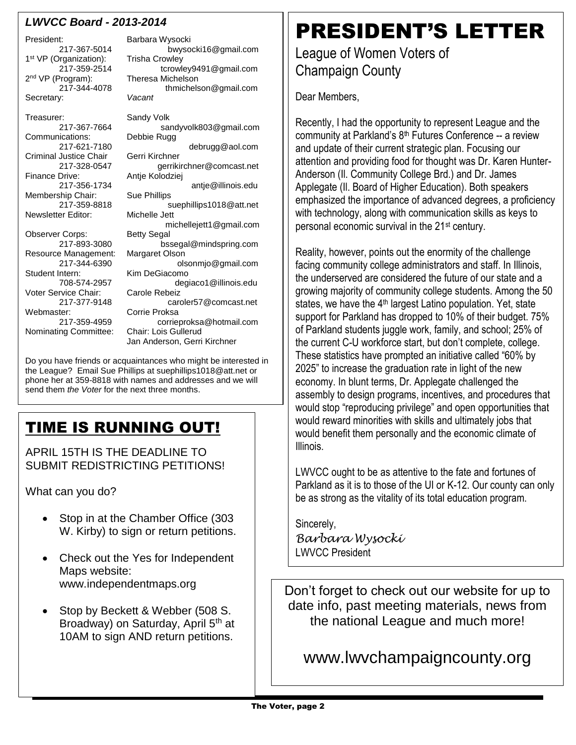## *LWVCC Board - 2013-2014*

| | |
|---|---|
| President: | Barbara Wysocki |
| 217-367-5014 | bwysocki16@gmail.com |
| 1st VP (Organization): | Trisha Crowley |
| 217-359-2514 | tcrowley9491@gmail.com |
| 2nd VP (Program): | Theresa Michelson |
| 217-344-4078 | thmichelson@gmail.com |
| Secretary: | *Vacant* |
| Treasurer: | Sandy Volk |
| 217-367-7664 | sandyvolk803@gmail.com |
| Communications: | Debbie Rugg |
| 217-621-7180 | debrugg@aol.com |
| Criminal Justice Chair | Gerri Kirchner |
| 217-328-0547 | gerrikirchner@comcast.net |
| Finance Drive: | Antje Kolodziej |
| 217-356-1734 | antje@illinois.edu |
| Membership Chair: | Sue Phillips |
| 217-359-8818 | suephillips1018@att.net |
| Newsletter Editor: | Michelle Jett |
| | michellejett1@gmail.com |
| Observer Corps: | Betty Segal |
| 217-893-3080 | bssegal@mindspring.com |
| Resource Management: | Margaret Olson |
| 217-344-6390 | olsonmjo@gmail.com |
| Student Intern: | Kim DeGiacomo |
| 708-574-2957 | degiaco1@illinois.edu |
| Voter Service Chair: | Carole Rebeiz |
| 217-377-9148 | caroler57@comcast.net |
| Webmaster: | Corrie Proksa |
| 217-359-4959 | corrieproksa@hotmail.com |
| Nominating Committee: | Chair: Lois Gullerud |
| | Jan Anderson, Gerri Kirchner |

Do you have friends or acquaintances who might be interested in the League? Email Sue Phillips at suephillips1018@att.net or phone her at 359-8818 with names and addresses and we will send them *the Voter* for the next three months.

## TIME IS RUNNING OUT!

APRIL 15TH IS THE DEADLINE TO SUBMIT REDISTRICTING PETITIONS!

What can you do?

- Stop in at the Chamber Office (303 W. Kirby) to sign or return petitions.
- Check out the Yes for Independent Maps website: www.independentmaps.org
- Stop by Beckett & Webber (508 S. Broadway) on Saturday, April 5th at 10AM to sign AND return petitions.

# PRESIDENT'S LETTER

League of Women Voters of Champaign County

Dear Members,

Recently, I had the opportunity to represent League and the community at Parkland's 8th Futures Conference -- a review and update of their current strategic plan. Focusing our attention and providing food for thought was Dr. Karen Hunter-Anderson (Il. Community College Brd.) and Dr. James Applegate (Il. Board of Higher Education). Both speakers emphasized the importance of advanced degrees, a proficiency with technology, along with communication skills as keys to personal economic survival in the 21st century.

Reality, however, points out the enormity of the challenge facing community college administrators and staff. In Illinois, the underserved are considered the future of our state and a growing majority of community college students. Among the 50 states, we have the 4th largest Latino population. Yet, state support for Parkland has dropped to 10% of their budget. 75% of Parkland students juggle work, family, and school; 25% of the current C-U workforce start, but don't complete, college. These statistics have prompted an initiative called "60% by 2025" to increase the graduation rate in light of the new economy. In blunt terms, Dr. Applegate challenged the assembly to design programs, incentives, and procedures that would stop "reproducing privilege" and open opportunities that would reward minorities with skills and ultimately jobs that would benefit them personally and the economic climate of Illinois.

LWVCC ought to be as attentive to the fate and fortunes of Parkland as it is to those of the UI or K-12. Our county can only be as strong as the vitality of its total education program.

Sincerely,
*Barbara Wysocki*
LWVCC President

Don't forget to check out our website for up to date info, past meeting materials, news from the national League and much more!

www.lwvchampaigncounty.org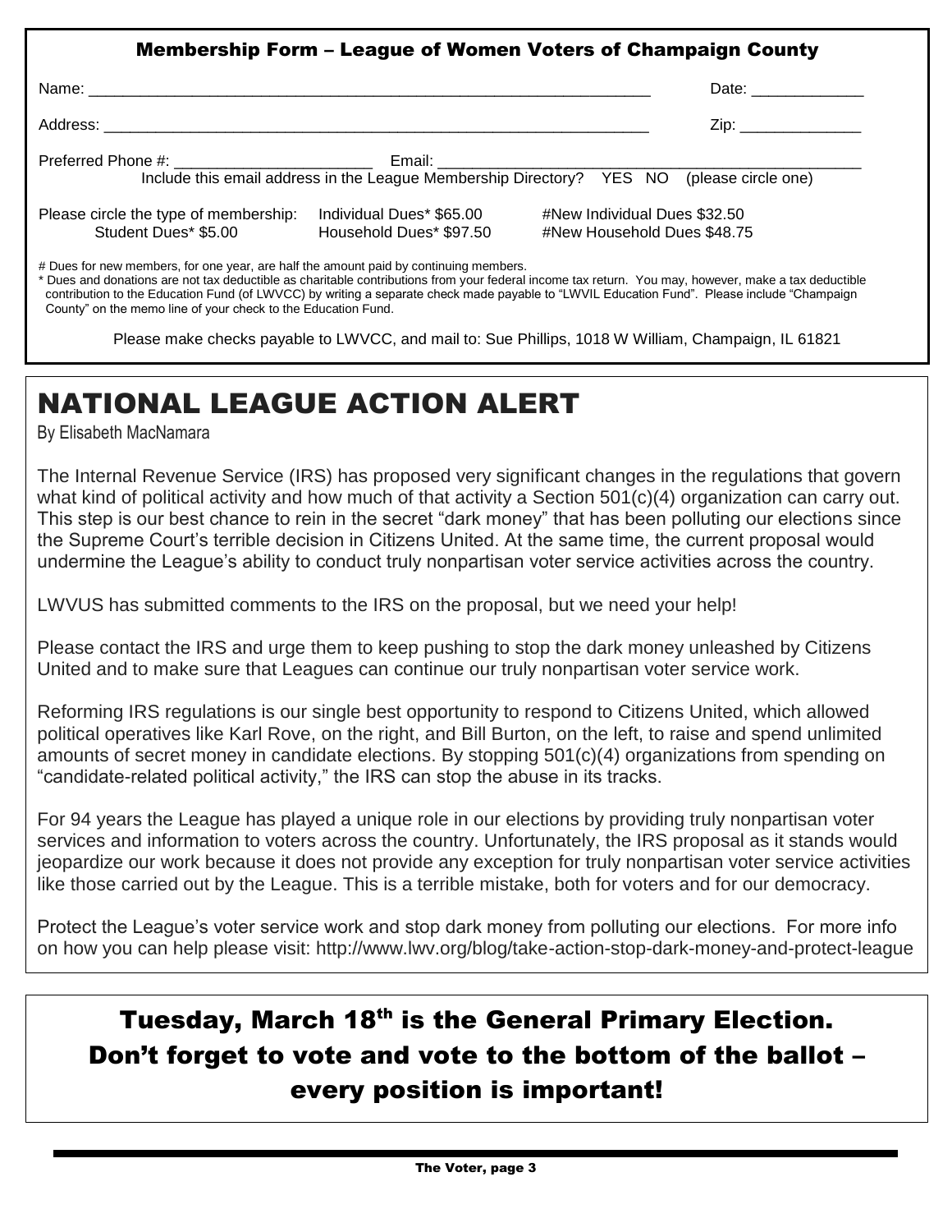## Membership Form – League of Women Voters of Champaign County

Name: ________________________________________________ Date: ____________

Address: ______________________________________________ Zip: _____________

Preferred Phone #: ____________________ Email: ________________________________________

Include this email address in the League Membership Directory? YES NO (please circle one)

Please circle the type of membership: Individual Dues* $65.00 #New Individual Dues $32.50
Student Dues* $5.00 Household Dues* $97.50 #New Household Dues $48.75

# Dues for new members, for one year, are half the amount paid by continuing members.
* Dues and donations are not tax deductible as charitable contributions from your federal income tax return. You may, however, make a tax deductible contribution to the Education Fund (of LWVCC) by writing a separate check made payable to "LWVIL Education Fund". Please include "Champaign County" on the memo line of your check to the Education Fund.

Please make checks payable to LWVCC, and mail to: Sue Phillips, 1018 W William, Champaign, IL 61821

# NATIONAL LEAGUE ACTION ALERT

By Elisabeth MacNamara

The Internal Revenue Service (IRS) has proposed very significant changes in the regulations that govern what kind of political activity and how much of that activity a Section 501(c)(4) organization can carry out. This step is our best chance to rein in the secret "dark money" that has been polluting our elections since the Supreme Court's terrible decision in Citizens United. At the same time, the current proposal would undermine the League's ability to conduct truly nonpartisan voter service activities across the country.

LWVUS has submitted comments to the IRS on the proposal, but we need your help!

Please contact the IRS and urge them to keep pushing to stop the dark money unleashed by Citizens United and to make sure that Leagues can continue our truly nonpartisan voter service work.

Reforming IRS regulations is our single best opportunity to respond to Citizens United, which allowed political operatives like Karl Rove, on the right, and Bill Burton, on the left, to raise and spend unlimited amounts of secret money in candidate elections. By stopping 501(c)(4) organizations from spending on "candidate-related political activity," the IRS can stop the abuse in its tracks.

For 94 years the League has played a unique role in our elections by providing truly nonpartisan voter services and information to voters across the country. Unfortunately, the IRS proposal as it stands would jeopardize our work because it does not provide any exception for truly nonpartisan voter service activities like those carried out by the League. This is a terrible mistake, both for voters and for our democracy.

Protect the League's voter service work and stop dark money from polluting our elections. For more info on how you can help please visit: http://www.lwv.org/blog/take-action-stop-dark-money-and-protect-league

## Tuesday, March 18th is the General Primary Election. Don't forget to vote and vote to the bottom of the ballot – every position is important!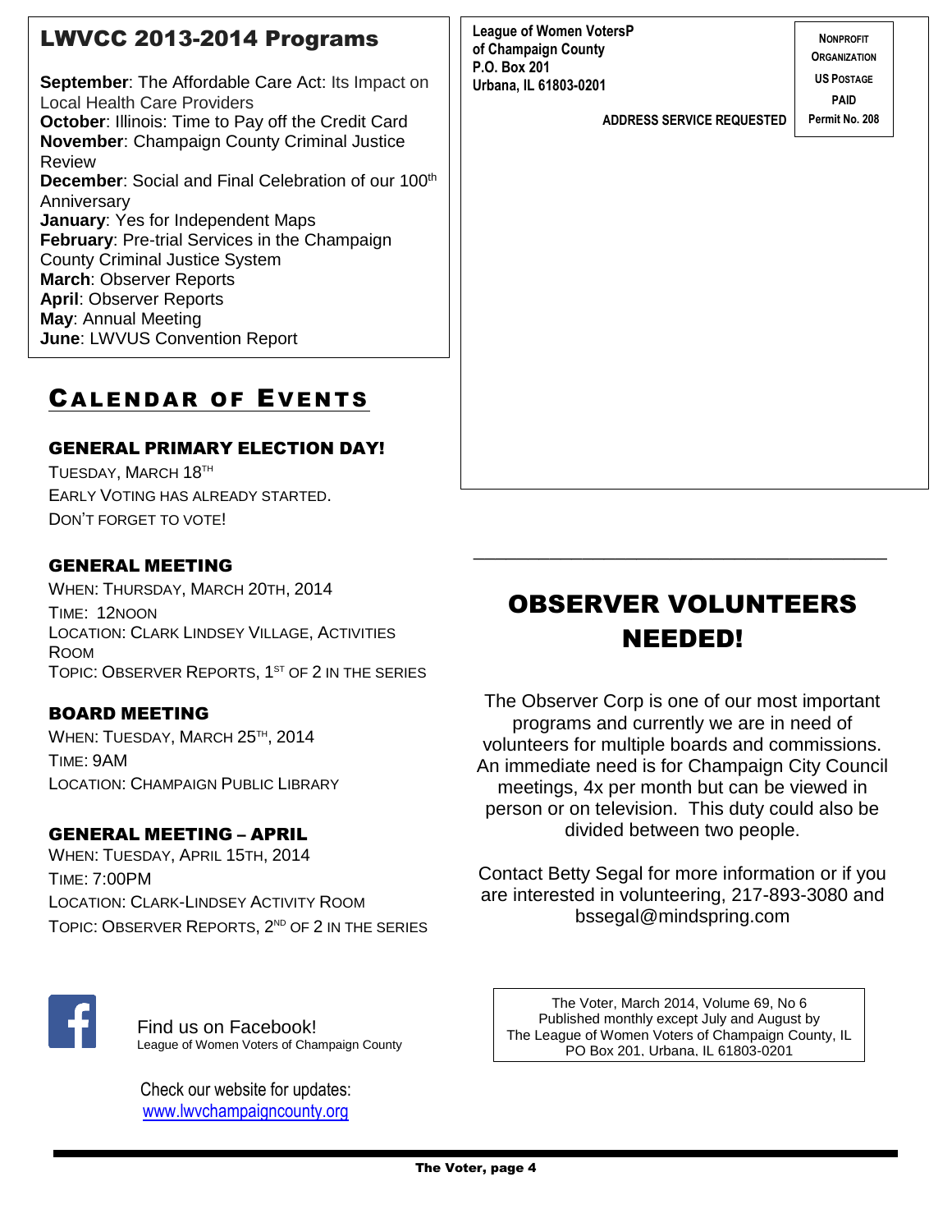## LWVCC 2013-2014 Programs

**September**: The Affordable Care Act: Its Impact on Local Health Care Providers
**October**: Illinois: Time to Pay off the Credit Card
**November**: Champaign County Criminal Justice Review
**December**: Social and Final Celebration of our 100th Anniversary
**January**: Yes for Independent Maps
**February**: Pre-trial Services in the Champaign County Criminal Justice System
**March**: Observer Reports
**April**: Observer Reports
**May**: Annual Meeting
**June**: LWVUS Convention Report

## Calendar of Events

### GENERAL PRIMARY ELECTION DAY!

TUESDAY, MARCH 18TH
EARLY VOTING HAS ALREADY STARTED.
DON'T FORGET TO VOTE!

### GENERAL MEETING

WHEN: THURSDAY, MARCH 20TH, 2014
TIME: 12NOON
LOCATION: CLARK LINDSEY VILLAGE, ACTIVITIES ROOM
TOPIC: OBSERVER REPORTS, 1ST OF 2 IN THE SERIES

### BOARD MEETING

WHEN: TUESDAY, MARCH 25TH, 2014
TIME: 9AM
LOCATION: CHAMPAIGN PUBLIC LIBRARY

### GENERAL MEETING – APRIL

WHEN: TUESDAY, APRIL 15TH, 2014
TIME: 7:00PM
LOCATION: CLARK-LINDSEY ACTIVITY ROOM
TOPIC: OBSERVER REPORTS, 2ND OF 2 IN THE SERIES

Find us on Facebook!
League of Women Voters of Champaign County

Check our website for updates:
www.lwvchampaigncounty.org

**League of Women VotersP**
**of Champaign County**
**P.O. Box 201**
**Urbana, IL 61803-0201**

**ADDRESS SERVICE REQUESTED**

**NONPROFIT ORGANIZATION**
**US POSTAGE**
**PAID**
**Permit No. 208**

---

## OBSERVER VOLUNTEERS NEEDED!

The Observer Corp is one of our most important programs and currently we are in need of volunteers for multiple boards and commissions. An immediate need is for Champaign City Council meetings, 4x per month but can be viewed in person or on television. This duty could also be divided between two people.

Contact Betty Segal for more information or if you are interested in volunteering, 217-893-3080 and bssegal@mindspring.com

The Voter, March 2014, Volume 69, No 6
Published monthly except July and August by
The League of Women Voters of Champaign County, IL
PO Box 201, Urbana, IL 61803-0201